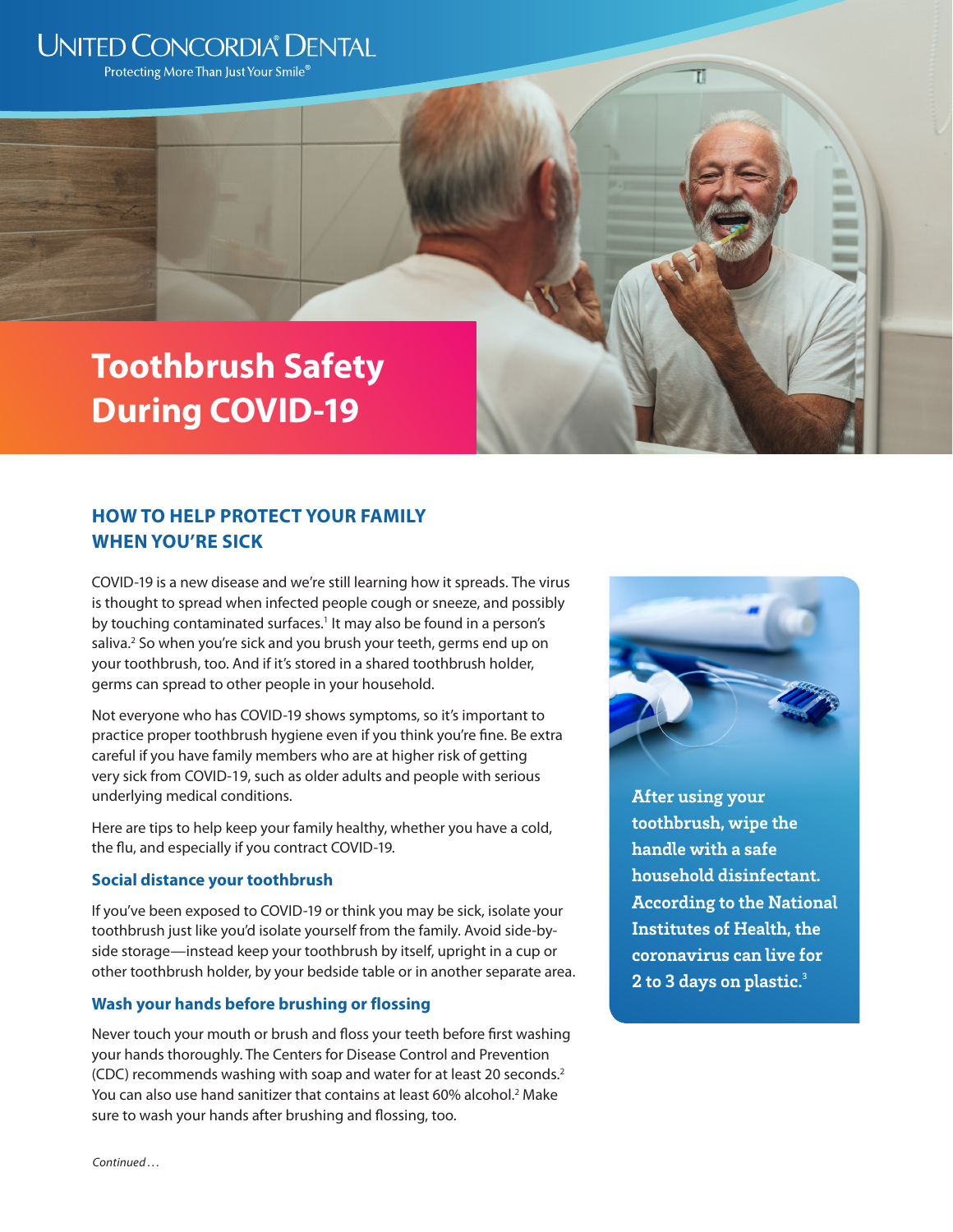United Concordia® Dental

Protecting More Than Just Your Smile®

# Toothbrush Safety During COVID-19

## HOW TO HELP PROTECT YOUR FAMILY WHEN YOU'RE SICK

COVID-19 is a new disease and we're still learning how it spreads. The virus is thought to spread when infected people cough or sneeze, and possibly by touching contaminated surfaces.[1] It may also be found in a person's saliva.[2] So when you're sick and you brush your teeth, germs end up on your toothbrush, too. And if it's stored in a shared toothbrush holder, germs can spread to other people in your household.

Not everyone who has COVID-19 shows symptoms, so it's important to practice proper toothbrush hygiene even if you think you're fine. Be extra careful if you have family members who are at higher risk of getting very sick from COVID-19, such as older adults and people with serious underlying medical conditions.

Here are tips to help keep your family healthy, whether you have a cold, the flu, and especially if you contract COVID-19.

### Social distance your toothbrush

If you've been exposed to COVID-19 or think you may be sick, isolate your toothbrush just like you'd isolate yourself from the family. Avoid side-by-side storage—instead keep your toothbrush by itself, upright in a cup or other toothbrush holder, by your bedside table or in another separate area.

### Wash your hands before brushing or flossing

Never touch your mouth or brush and floss your teeth before first washing your hands thoroughly. The Centers for Disease Control and Prevention (CDC) recommends washing with soap and water for at least 20 seconds.[2] You can also use hand sanitizer that contains at least 60% alcohol.[2] Make sure to wash your hands after brushing and flossing, too.

**After using your toothbrush, wipe the handle with a safe household disinfectant. According to the National Institutes of Health, the coronavirus can live for 2 to 3 days on plastic.[3]**

*Continued…*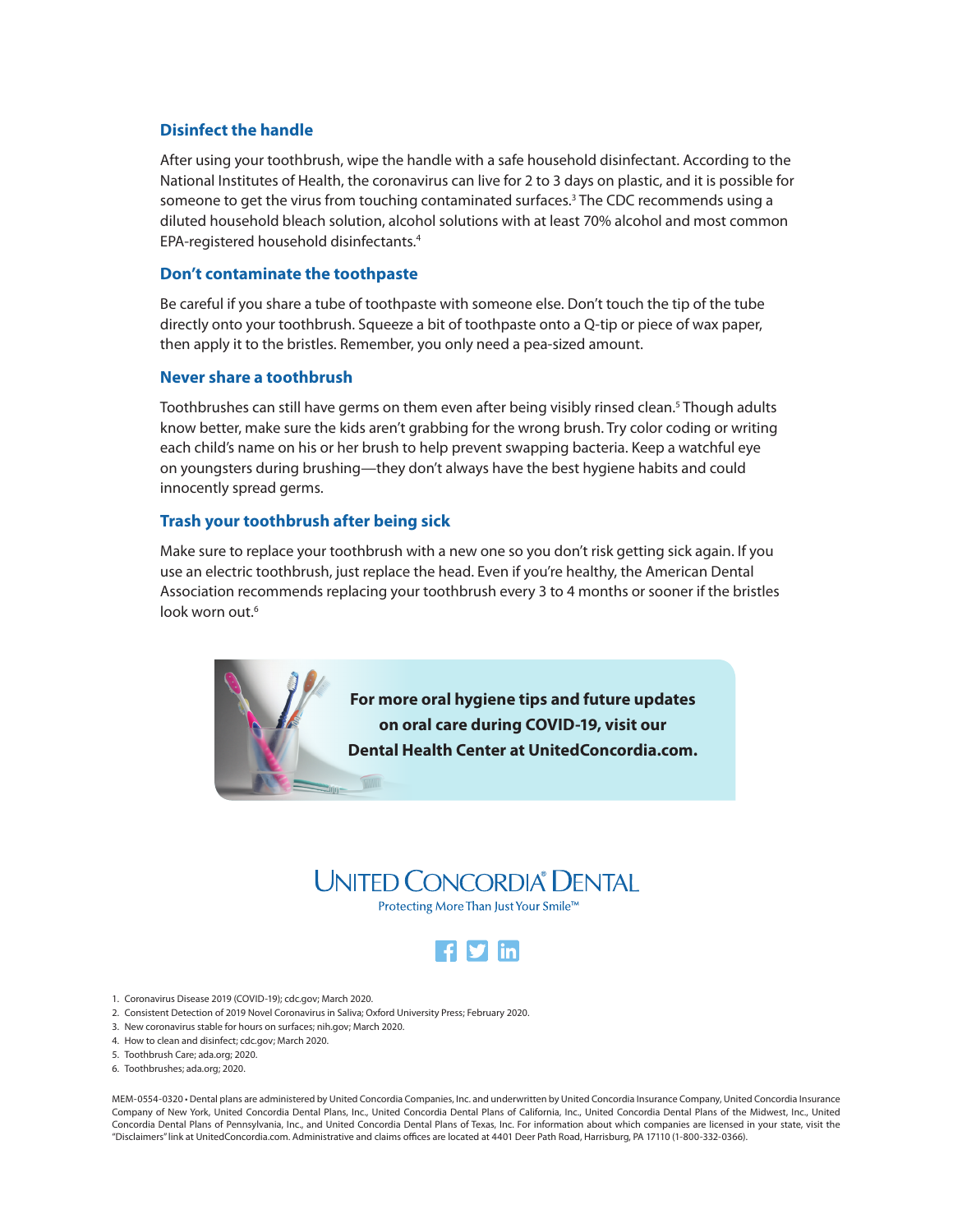### Disinfect the handle

After using your toothbrush, wipe the handle with a safe household disinfectant. According to the National Institutes of Health, the coronavirus can live for 2 to 3 days on plastic, and it is possible for someone to get the virus from touching contaminated surfaces.[3] The CDC recommends using a diluted household bleach solution, alcohol solutions with at least 70% alcohol and most common EPA-registered household disinfectants.[4]

### Don't contaminate the toothpaste

Be careful if you share a tube of toothpaste with someone else. Don't touch the tip of the tube directly onto your toothbrush. Squeeze a bit of toothpaste onto a Q-tip or piece of wax paper, then apply it to the bristles. Remember, you only need a pea-sized amount.

### Never share a toothbrush

Toothbrushes can still have germs on them even after being visibly rinsed clean.[5] Though adults know better, make sure the kids aren't grabbing for the wrong brush. Try color coding or writing each child's name on his or her brush to help prevent swapping bacteria. Keep a watchful eye on youngsters during brushing—they don't always have the best hygiene habits and could innocently spread germs.

### Trash your toothbrush after being sick

Make sure to replace your toothbrush with a new one so you don't risk getting sick again. If you use an electric toothbrush, just replace the head. Even if you're healthy, the American Dental Association recommends replacing your toothbrush every 3 to 4 months or sooner if the bristles look worn out.[6]

**For more oral hygiene tips and future updates on oral care during COVID-19, visit our Dental Health Center at UnitedConcordia.com.**

UNITED CONCORDIA® DENTAL

Protecting More Than Just Your Smile™

1. Coronavirus Disease 2019 (COVID-19); cdc.gov; March 2020.
2. Consistent Detection of 2019 Novel Coronavirus in Saliva; Oxford University Press; February 2020.
3. New coronavirus stable for hours on surfaces; nih.gov; March 2020.
4. How to clean and disinfect; cdc.gov; March 2020.
5. Toothbrush Care; ada.org; 2020.
6. Toothbrushes; ada.org; 2020.

MEM-0554-0320 • Dental plans are administered by United Concordia Companies, Inc. and underwritten by United Concordia Insurance Company, United Concordia Insurance Company of New York, United Concordia Dental Plans, Inc., United Concordia Dental Plans of California, Inc., United Concordia Dental Plans of the Midwest, Inc., United Concordia Dental Plans of Pennsylvania, Inc., and United Concordia Dental Plans of Texas, Inc. For information about which companies are licensed in your state, visit the "Disclaimers" link at UnitedConcordia.com. Administrative and claims offices are located at 4401 Deer Path Road, Harrisburg, PA 17110 (1-800-332-0366).